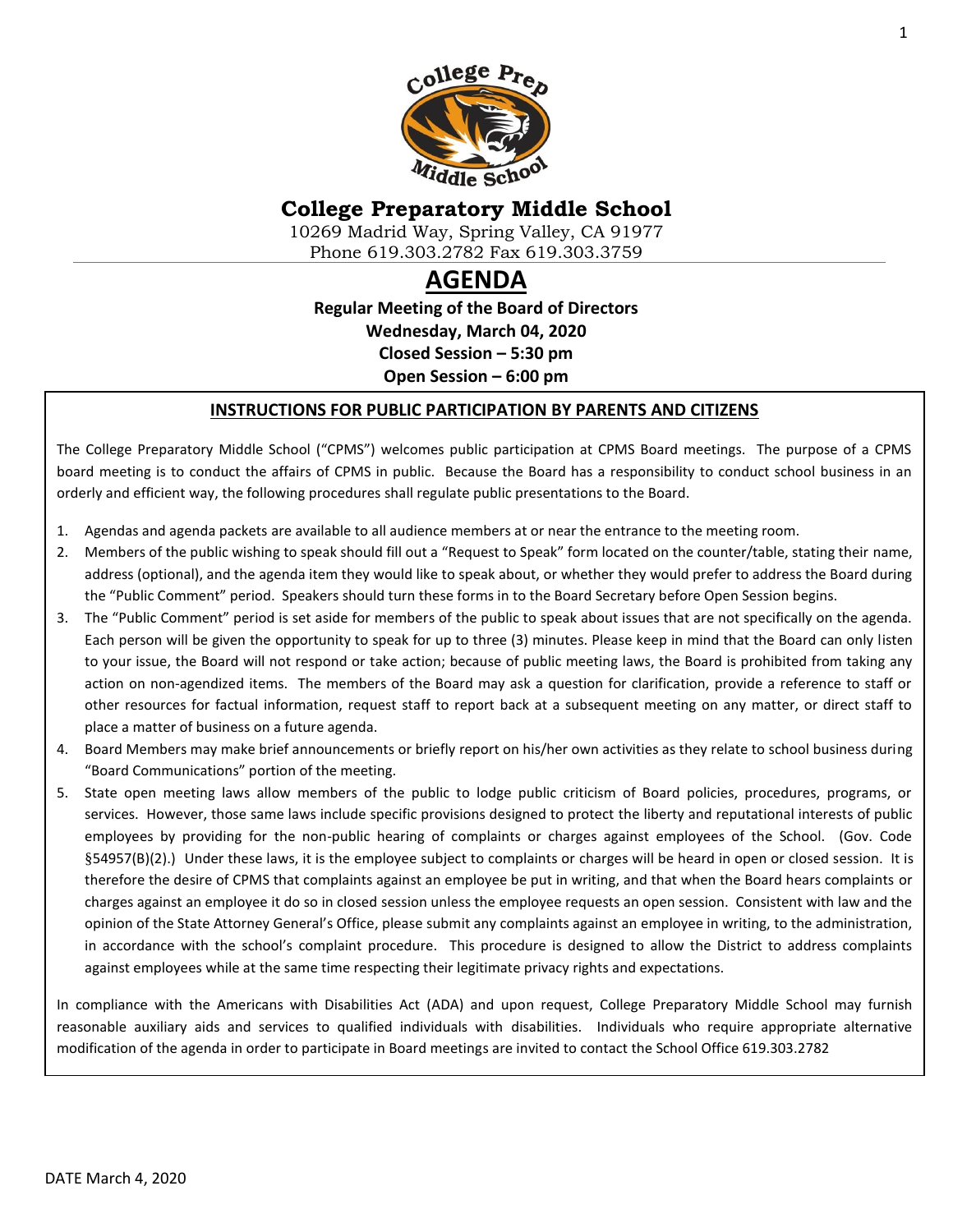# College Preparatory Middle School

10269 Madrid Way, Spring Valley, CA 91977
Phone 619.303.2782 Fax 619.303.3759

## AGENDA

**Regular Meeting of the Board of Directors**
**Wednesday, March 04, 2020**
**Closed Session – 5:30 pm**
**Open Session – 6:00 pm**

### INSTRUCTIONS FOR PUBLIC PARTICIPATION BY PARENTS AND CITIZENS

The College Preparatory Middle School ("CPMS") welcomes public participation at CPMS Board meetings. The purpose of a CPMS board meeting is to conduct the affairs of CPMS in public. Because the Board has a responsibility to conduct school business in an orderly and efficient way, the following procedures shall regulate public presentations to the Board.

1. Agendas and agenda packets are available to all audience members at or near the entrance to the meeting room.
2. Members of the public wishing to speak should fill out a "Request to Speak" form located on the counter/table, stating their name, address (optional), and the agenda item they would like to speak about, or whether they would prefer to address the Board during the "Public Comment" period. Speakers should turn these forms in to the Board Secretary before Open Session begins.
3. The "Public Comment" period is set aside for members of the public to speak about issues that are not specifically on the agenda. Each person will be given the opportunity to speak for up to three (3) minutes. Please keep in mind that the Board can only listen to your issue, the Board will not respond or take action; because of public meeting laws, the Board is prohibited from taking any action on non-agendized items. The members of the Board may ask a question for clarification, provide a reference to staff or other resources for factual information, request staff to report back at a subsequent meeting on any matter, or direct staff to place a matter of business on a future agenda.
4. Board Members may make brief announcements or briefly report on his/her own activities as they relate to school business during "Board Communications" portion of the meeting.
5. State open meeting laws allow members of the public to lodge public criticism of Board policies, procedures, programs, or services. However, those same laws include specific provisions designed to protect the liberty and reputational interests of public employees by providing for the non-public hearing of complaints or charges against employees of the School. (Gov. Code §54957(B)(2).) Under these laws, it is the employee subject to complaints or charges will be heard in open or closed session. It is therefore the desire of CPMS that complaints against an employee be put in writing, and that when the Board hears complaints or charges against an employee it do so in closed session unless the employee requests an open session. Consistent with law and the opinion of the State Attorney General's Office, please submit any complaints against an employee in writing, to the administration, in accordance with the school's complaint procedure. This procedure is designed to allow the District to address complaints against employees while at the same time respecting their legitimate privacy rights and expectations.

In compliance with the Americans with Disabilities Act (ADA) and upon request, College Preparatory Middle School may furnish reasonable auxiliary aids and services to qualified individuals with disabilities. Individuals who require appropriate alternative modification of the agenda in order to participate in Board meetings are invited to contact the School Office 619.303.2782

DATE March 4, 2020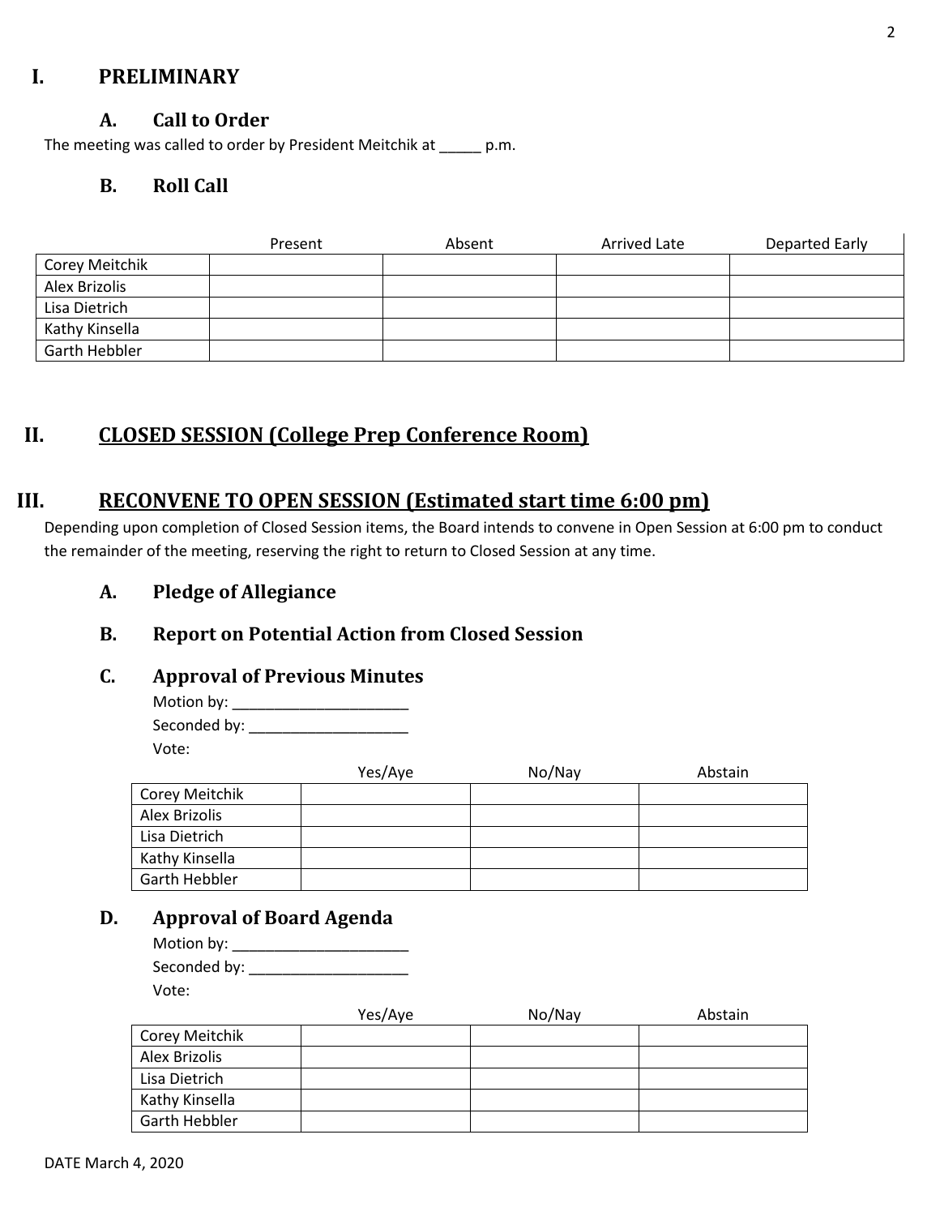# I. PRELIMINARY

## A. Call to Order

The meeting was called to order by President Meitchik at _____ p.m.

## B. Roll Call

| | Present | Absent | Arrived Late | Departed Early |
|---|---|---|---|---|
| Corey Meitchik | | | | |
| Alex Brizolis | | | | |
| Lisa Dietrich | | | | |
| Kathy Kinsella | | | | |
| Garth Hebbler | | | | |

# II. CLOSED SESSION (College Prep Conference Room)

# III. RECONVENE TO OPEN SESSION (Estimated start time 6:00 pm)

Depending upon completion of Closed Session items, the Board intends to convene in Open Session at 6:00 pm to conduct the remainder of the meeting, reserving the right to return to Closed Session at any time.

## A. Pledge of Allegiance

## B. Report on Potential Action from Closed Session

## C. Approval of Previous Minutes

Motion by: _____________________

Seconded by: ___________________

Vote:

| | Yes/Aye | No/Nay | Abstain |
|---|---|---|---|
| Corey Meitchik | | | |
| Alex Brizolis | | | |
| Lisa Dietrich | | | |
| Kathy Kinsella | | | |
| Garth Hebbler | | | |

## D. Approval of Board Agenda

Motion by: _____________________

Seconded by: ___________________

Vote:

| | Yes/Aye | No/Nay | Abstain |
|---|---|---|---|
| Corey Meitchik | | | |
| Alex Brizolis | | | |
| Lisa Dietrich | | | |
| Kathy Kinsella | | | |
| Garth Hebbler | | | |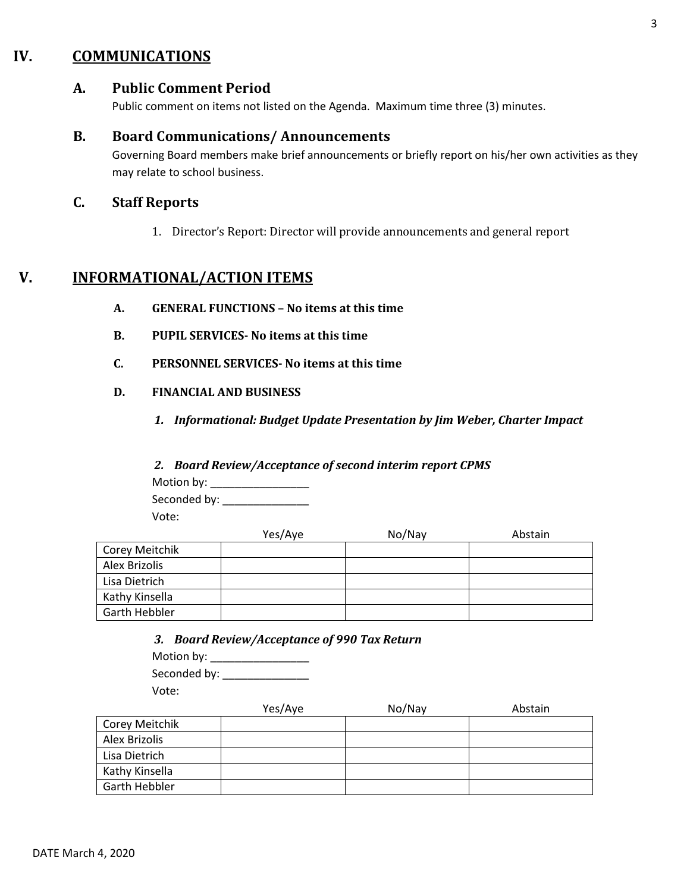## IV. COMMUNICATIONS

### A. Public Comment Period

Public comment on items not listed on the Agenda. Maximum time three (3) minutes.

### B. Board Communications/ Announcements

Governing Board members make brief announcements or briefly report on his/her own activities as they may relate to school business.

### C. Staff Reports

1. Director's Report: Director will provide announcements and general report

## V. INFORMATIONAL/ACTION ITEMS

**A. GENERAL FUNCTIONS – No items at this time**

**B. PUPIL SERVICES- No items at this time**

**C. PERSONNEL SERVICES- No items at this time**

**D. FINANCIAL AND BUSINESS**

***1. Informational: Budget Update Presentation by Jim Weber, Charter Impact***

***2. Board Review/Acceptance of second interim report CPMS***

Motion by: _________________

Seconded by: _______________

Vote:

| | Yes/Aye | No/Nay | Abstain |
|---|---|---|---|
| Corey Meitchik | | | |
| Alex Brizolis | | | |
| Lisa Dietrich | | | |
| Kathy Kinsella | | | |
| Garth Hebbler | | | |

***3. Board Review/Acceptance of 990 Tax Return***

Motion by: _________________

Seconded by: _______________

Vote:

| | Yes/Aye | No/Nay | Abstain |
|---|---|---|---|
| Corey Meitchik | | | |
| Alex Brizolis | | | |
| Lisa Dietrich | | | |
| Kathy Kinsella | | | |
| Garth Hebbler | | | |

DATE March 4, 2020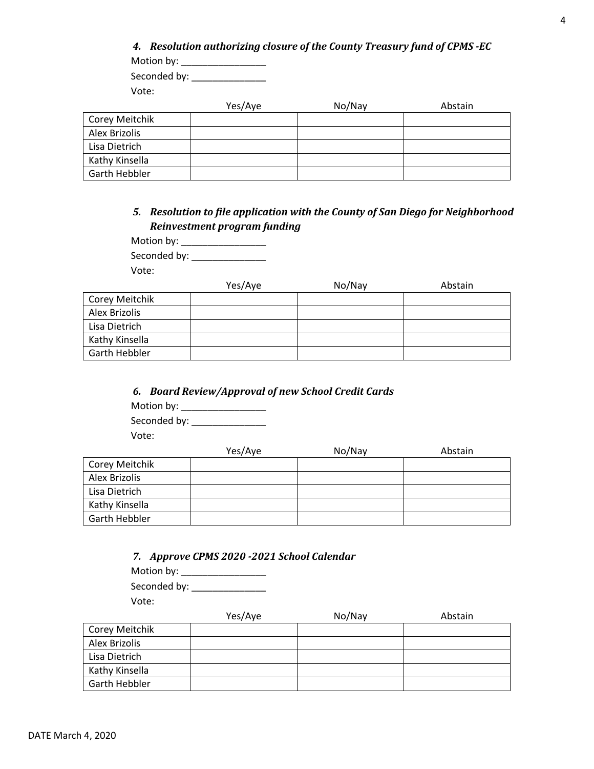***4. Resolution authorizing closure of the County Treasury fund of CPMS -EC***

Motion by: ________________

Seconded by: ______________

Vote:

| | Yes/Aye | No/Nay | Abstain |
|---|---|---|---|
| Corey Meitchik | | | |
| Alex Brizolis | | | |
| Lisa Dietrich | | | |
| Kathy Kinsella | | | |
| Garth Hebbler | | | |

***5. Resolution to file application with the County of San Diego for Neighborhood Reinvestment program funding***

Motion by: ________________

Seconded by: ______________

Vote:

| | Yes/Aye | No/Nay | Abstain |
|---|---|---|---|
| Corey Meitchik | | | |
| Alex Brizolis | | | |
| Lisa Dietrich | | | |
| Kathy Kinsella | | | |
| Garth Hebbler | | | |

***6. Board Review/Approval of new School Credit Cards***

Motion by: ________________

Seconded by: ______________

Vote:

| | Yes/Aye | No/Nay | Abstain |
|---|---|---|---|
| Corey Meitchik | | | |
| Alex Brizolis | | | |
| Lisa Dietrich | | | |
| Kathy Kinsella | | | |
| Garth Hebbler | | | |

***7. Approve CPMS 2020 -2021 School Calendar***

Motion by: ________________

Seconded by: ______________

Vote:

| | Yes/Aye | No/Nay | Abstain |
|---|---|---|---|
| Corey Meitchik | | | |
| Alex Brizolis | | | |
| Lisa Dietrich | | | |
| Kathy Kinsella | | | |
| Garth Hebbler | | | |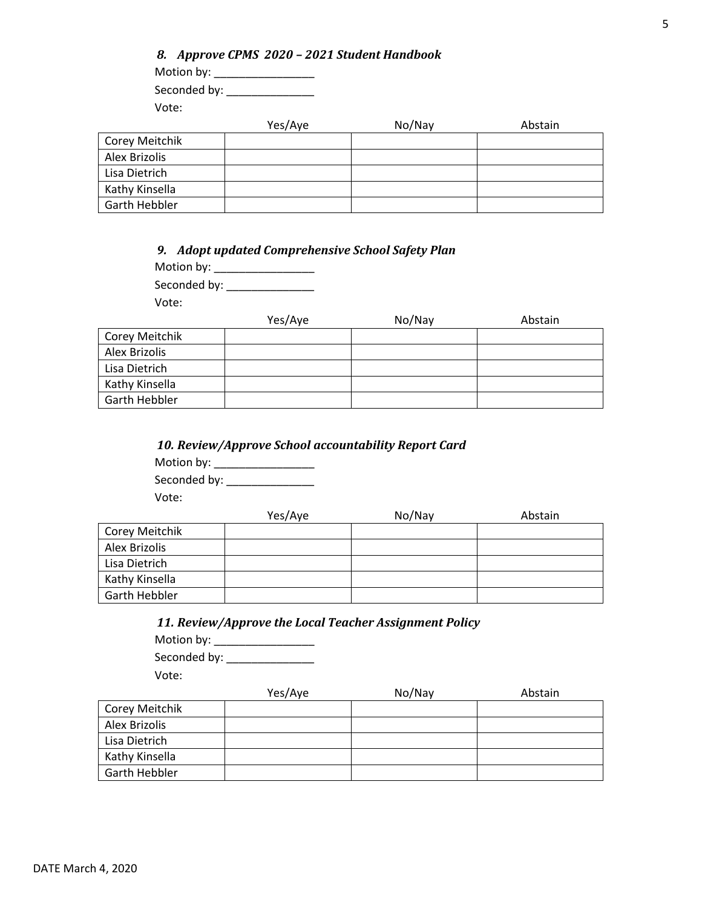### *8. Approve CPMS 2020 – 2021 Student Handbook*

Motion by: ________________

Seconded by: ______________

Vote:

| | Yes/Aye | No/Nay | Abstain |
|---|---|---|---|
| Corey Meitchik | | | |
| Alex Brizolis | | | |
| Lisa Dietrich | | | |
| Kathy Kinsella | | | |
| Garth Hebbler | | | |

### *9. Adopt updated Comprehensive School Safety Plan*

Motion by: ________________

Seconded by: ______________

Vote:

| | Yes/Aye | No/Nay | Abstain |
|---|---|---|---|
| Corey Meitchik | | | |
| Alex Brizolis | | | |
| Lisa Dietrich | | | |
| Kathy Kinsella | | | |
| Garth Hebbler | | | |

### *10. Review/Approve School accountability Report Card*

Motion by: ________________

Seconded by: ______________

Vote:

| | Yes/Aye | No/Nay | Abstain |
|---|---|---|---|
| Corey Meitchik | | | |
| Alex Brizolis | | | |
| Lisa Dietrich | | | |
| Kathy Kinsella | | | |
| Garth Hebbler | | | |

### *11. Review/Approve the Local Teacher Assignment Policy*

Motion by: ________________

Seconded by: ______________

Vote:

| | Yes/Aye | No/Nay | Abstain |
|---|---|---|---|
| Corey Meitchik | | | |
| Alex Brizolis | | | |
| Lisa Dietrich | | | |
| Kathy Kinsella | | | |
| Garth Hebbler | | | |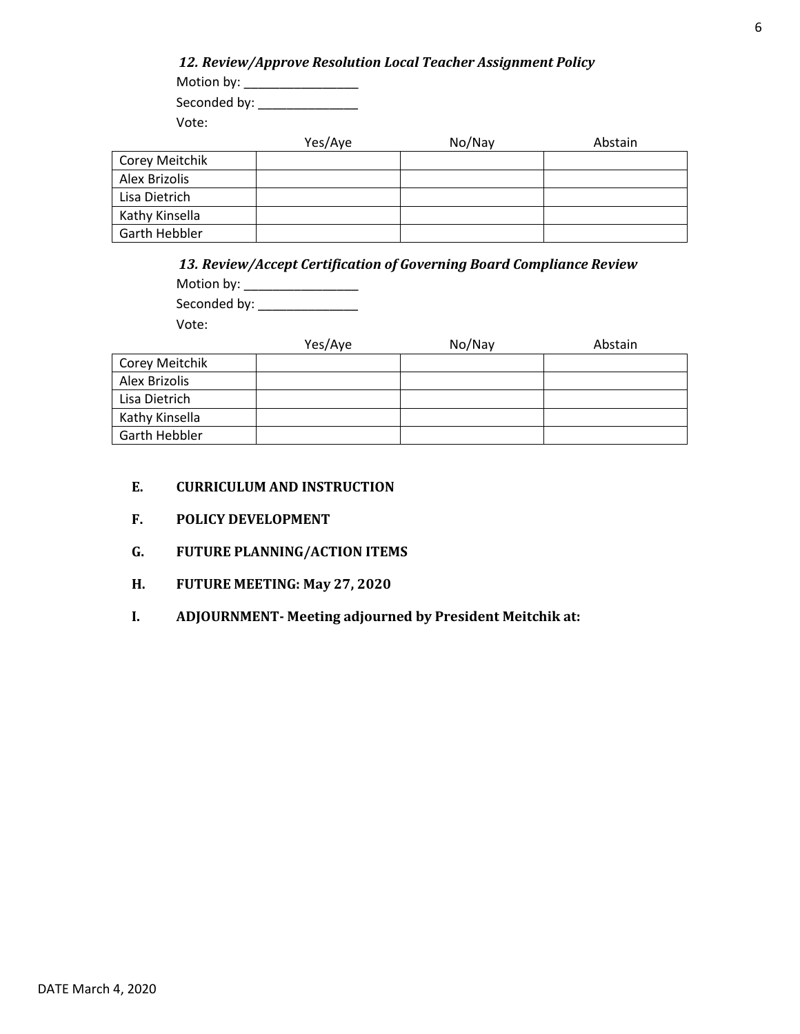### *12. Review/Approve Resolution Local Teacher Assignment Policy*

Motion by: ________________

Seconded by: ______________

Vote:

| | Yes/Aye | No/Nay | Abstain |
|---|---|---|---|
| Corey Meitchik | | | |
| Alex Brizolis | | | |
| Lisa Dietrich | | | |
| Kathy Kinsella | | | |
| Garth Hebbler | | | |

### *13. Review/Accept Certification of Governing Board Compliance Review*

Motion by: ________________

Seconded by: ______________

Vote:

| | Yes/Aye | No/Nay | Abstain |
|---|---|---|---|
| Corey Meitchik | | | |
| Alex Brizolis | | | |
| Lisa Dietrich | | | |
| Kathy Kinsella | | | |
| Garth Hebbler | | | |

## E. CURRICULUM AND INSTRUCTION

## F. POLICY DEVELOPMENT

## G. FUTURE PLANNING/ACTION ITEMS

## H. FUTURE MEETING: May 27, 2020

## I. ADJOURNMENT- Meeting adjourned by President Meitchik at:

DATE March 4, 2020